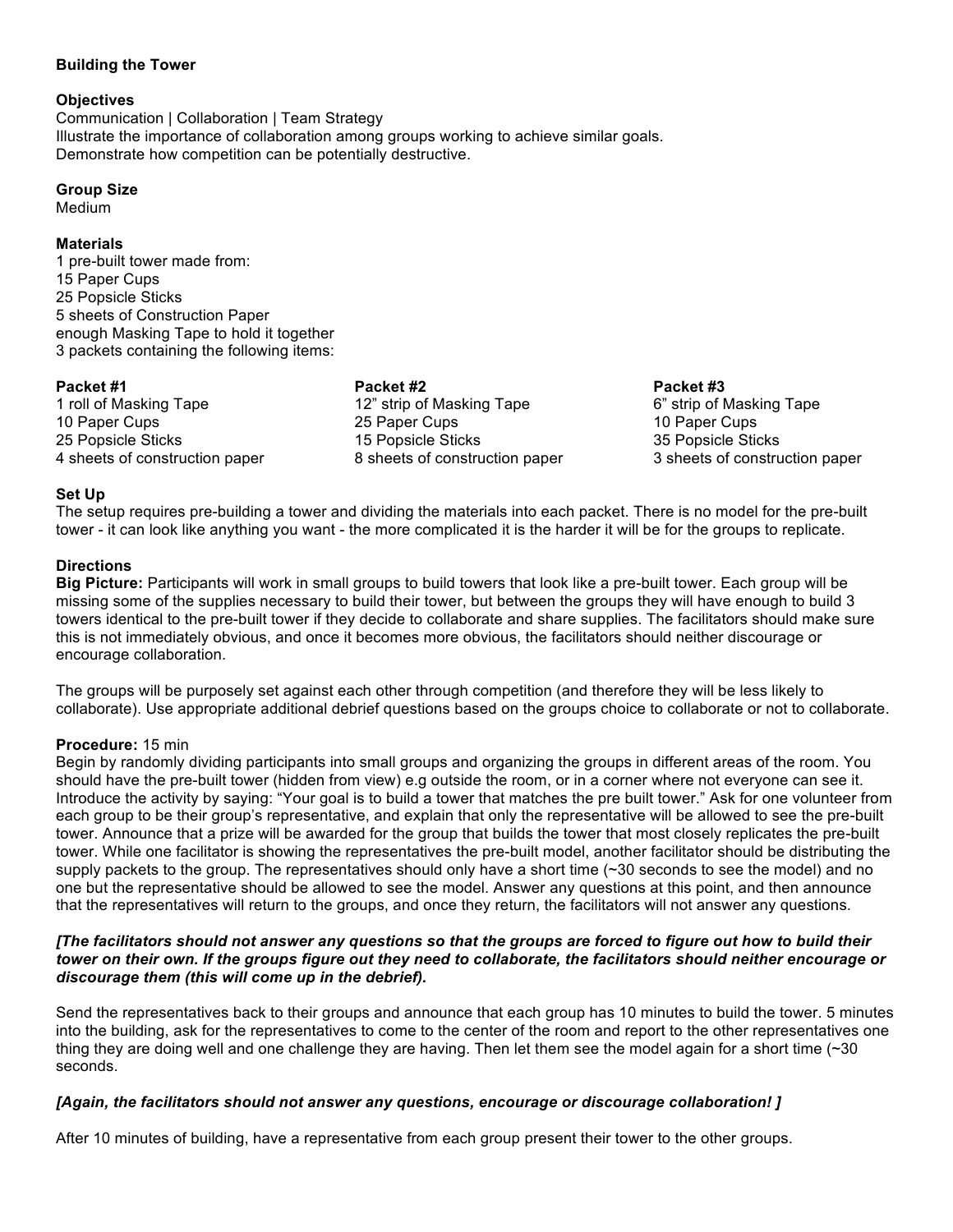**Building the Tower**

**Objectives**

Communication | Collaboration | Team Strategy
Illustrate the importance of collaboration among groups working to achieve similar goals.
Demonstrate how competition can be potentially destructive.

**Group Size**

Medium

**Materials**

1 pre-built tower made from:
15 Paper Cups
25 Popsicle Sticks
5 sheets of Construction Paper
enough Masking Tape to hold it together
3 packets containing the following items:

| **Packet #1** | **Packet #2** | **Packet #3** |
|---|---|---|
| 1 roll of Masking Tape | 12" strip of Masking Tape | 6" strip of Masking Tape |
| 10 Paper Cups | 25 Paper Cups | 10 Paper Cups |
| 25 Popsicle Sticks | 15 Popsicle Sticks | 35 Popsicle Sticks |
| 4 sheets of construction paper | 8 sheets of construction paper | 3 sheets of construction paper |

**Set Up**

The setup requires pre-building a tower and dividing the materials into each packet. There is no model for the pre-built tower - it can look like anything you want - the more complicated it is the harder it will be for the groups to replicate.

**Directions**

**Big Picture:** Participants will work in small groups to build towers that look like a pre-built tower. Each group will be missing some of the supplies necessary to build their tower, but between the groups they will have enough to build 3 towers identical to the pre-built tower if they decide to collaborate and share supplies. The facilitators should make sure this is not immediately obvious, and once it becomes more obvious, the facilitators should neither discourage or encourage collaboration.

The groups will be purposely set against each other through competition (and therefore they will be less likely to collaborate). Use appropriate additional debrief questions based on the groups choice to collaborate or not to collaborate.

**Procedure:** 15 min

Begin by randomly dividing participants into small groups and organizing the groups in different areas of the room. You should have the pre-built tower (hidden from view) e.g outside the room, or in a corner where not everyone can see it. Introduce the activity by saying: "Your goal is to build a tower that matches the pre built tower." Ask for one volunteer from each group to be their group's representative, and explain that only the representative will be allowed to see the pre-built tower. Announce that a prize will be awarded for the group that builds the tower that most closely replicates the pre-built tower. While one facilitator is showing the representatives the pre-built model, another facilitator should be distributing the supply packets to the group. The representatives should only have a short time (~30 seconds to see the model) and no one but the representative should be allowed to see the model. Answer any questions at this point, and then announce that the representatives will return to the groups, and once they return, the facilitators will not answer any questions.

***[The facilitators should not answer any questions so that the groups are forced to figure out how to build their tower on their own. If the groups figure out they need to collaborate, the facilitators should neither encourage or discourage them (this will come up in the debrief).***

Send the representatives back to their groups and announce that each group has 10 minutes to build the tower. 5 minutes into the building, ask for the representatives to come to the center of the room and report to the other representatives one thing they are doing well and one challenge they are having. Then let them see the model again for a short time (~30 seconds.

***[Again, the facilitators should not answer any questions, encourage or discourage collaboration! ]***

After 10 minutes of building, have a representative from each group present their tower to the other groups.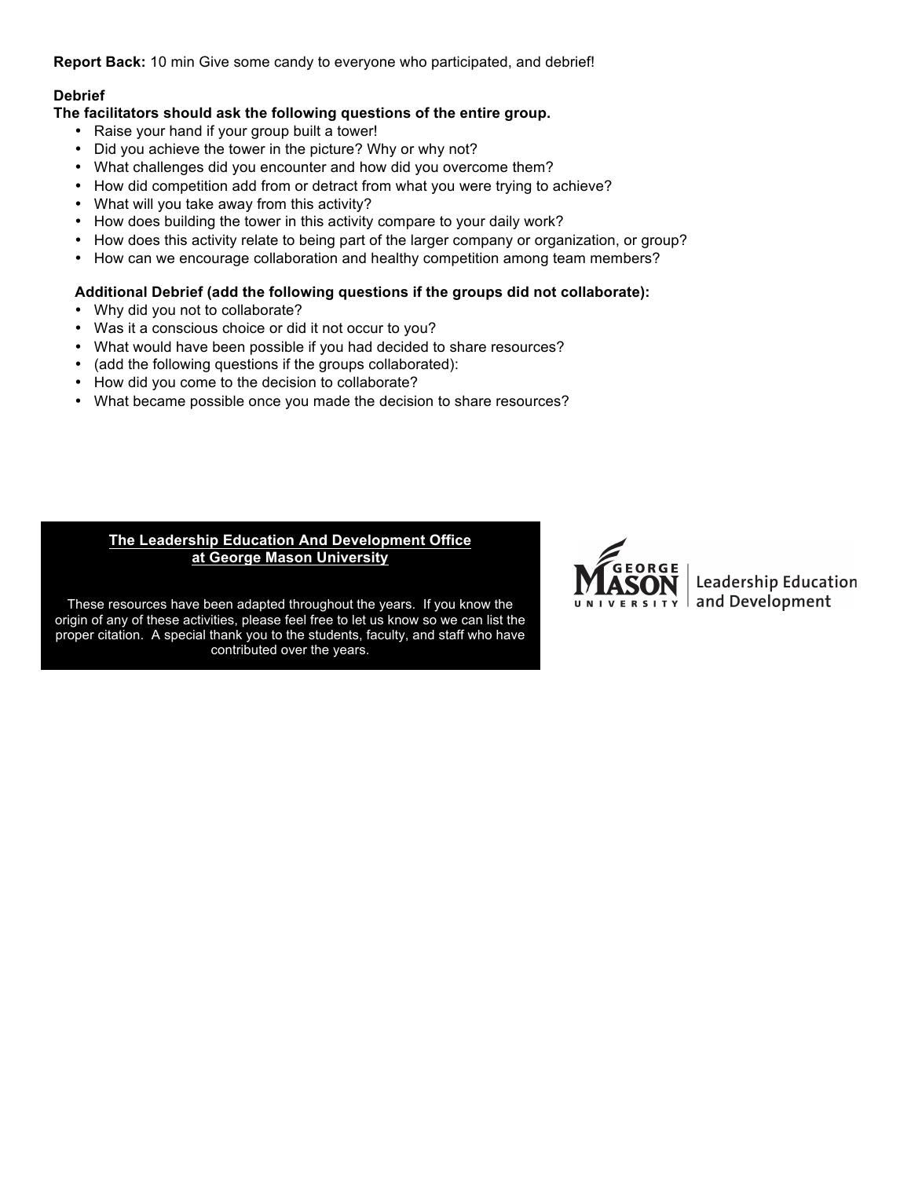**Report Back:** 10 min Give some candy to everyone who participated, and debrief!

**Debrief**

**The facilitators should ask the following questions of the entire group.**

- Raise your hand if your group built a tower!
- Did you achieve the tower in the picture? Why or why not?
- What challenges did you encounter and how did you overcome them?
- How did competition add from or detract from what you were trying to achieve?
- What will you take away from this activity?
- How does building the tower in this activity compare to your daily work?
- How does this activity relate to being part of the larger company or organization, or group?
- How can we encourage collaboration and healthy competition among team members?

**Additional Debrief (add the following questions if the groups did not collaborate):**

- Why did you not to collaborate?
- Was it a conscious choice or did it not occur to you?
- What would have been possible if you had decided to share resources?
- (add the following questions if the groups collaborated):
- How did you come to the decision to collaborate?
- What became possible once you made the decision to share resources?

**The Leadership Education And Development Office at George Mason University**

These resources have been adapted throughout the years. If you know the origin of any of these activities, please feel free to let us know so we can list the proper citation. A special thank you to the students, faculty, and staff who have contributed over the years.

George Mason University | Leadership Education and Development